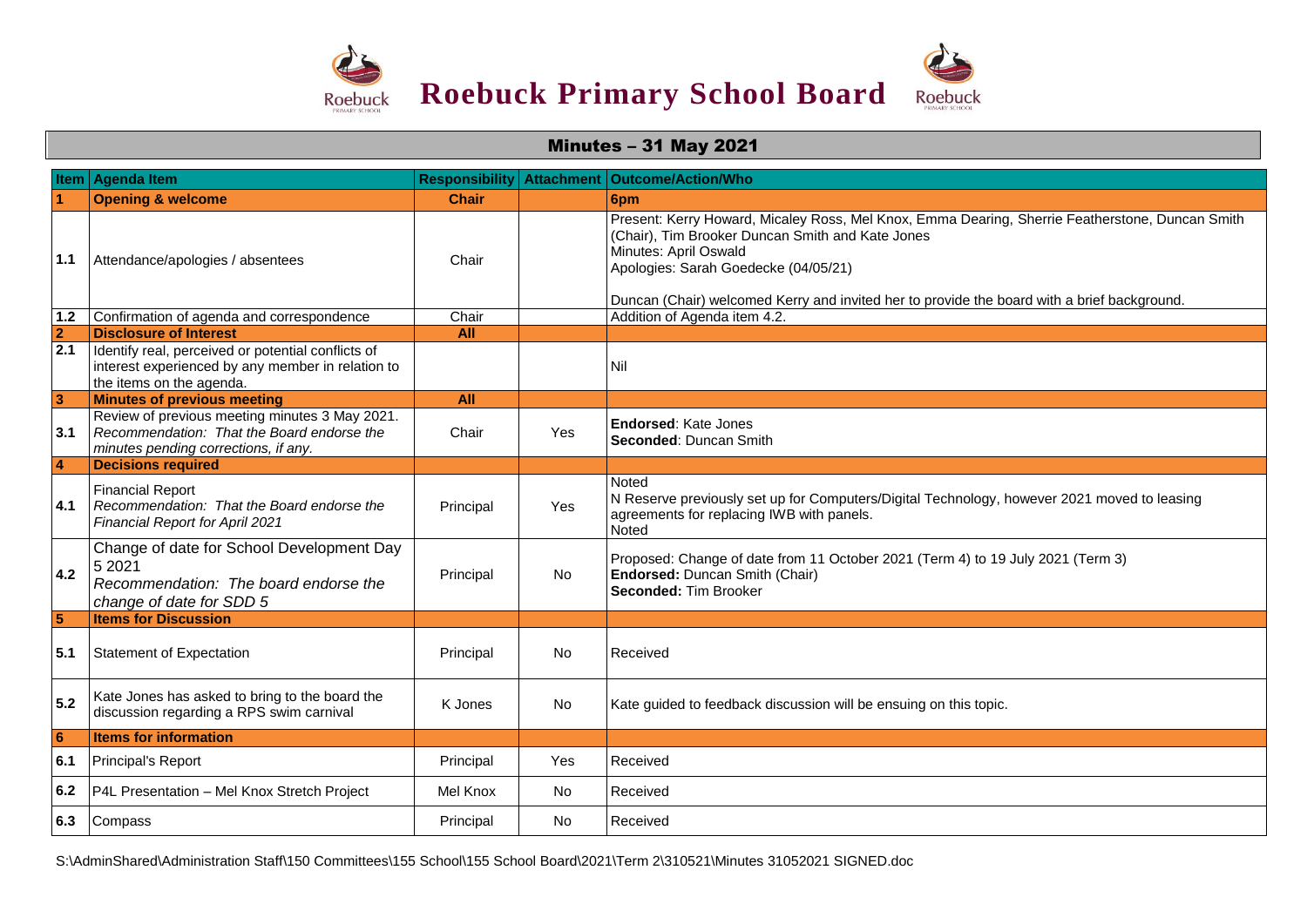# Roebuck Primary School Board

## Minutes – 31 May 2021

| Item | Agenda Item | Responsibility | Attachment | Outcome/Action/Who |
|---|---|---|---|---|
| **1** | **Opening & welcome** | **Chair** | | **6pm** |
| 1.1 | Attendance/apologies / absentees | Chair | | Present: Kerry Howard, Micaley Ross, Mel Knox, Emma Dearing, Sherrie Featherstone, Duncan Smith (Chair), Tim Brooker Duncan Smith and Kate Jones<br>Minutes: April Oswald<br>Apologies: Sarah Goedecke (04/05/21)<br><br>Duncan (Chair) welcomed Kerry and invited her to provide the board with a brief background. |
| 1.2 | Confirmation of agenda and correspondence | Chair | | Addition of Agenda item 4.2. |
| **2** | **Disclosure of Interest** | **All** | | |
| 2.1 | Identify real, perceived or potential conflicts of interest experienced by any member in relation to the items on the agenda. | | | Nil |
| **3** | **Minutes of previous meeting** | **All** | | |
| 3.1 | Review of previous meeting minutes 3 May 2021.<br>*Recommendation: That the Board endorse the minutes pending corrections, if any.* | Chair | Yes | **Endorsed**: Kate Jones<br>**Seconded**: Duncan Smith |
| **4** | **Decisions required** | | | |
| 4.1 | Financial Report<br>*Recommendation: That the Board endorse the Financial Report for April 2021* | Principal | Yes | Noted<br>N Reserve previously set up for Computers/Digital Technology, however 2021 moved to leasing agreements for replacing IWB with panels.<br>Noted |
| 4.2 | Change of date for School Development Day 5 2021<br>*Recommendation: The board endorse the change of date for SDD 5* | Principal | No | Proposed: Change of date from 11 October 2021 (Term 4) to 19 July 2021 (Term 3)<br>**Endorsed:** Duncan Smith (Chair)<br>**Seconded:** Tim Brooker |
| **5** | **Items for Discussion** | | | |
| 5.1 | Statement of Expectation | Principal | No | Received |
| 5.2 | Kate Jones has asked to bring to the board the discussion regarding a RPS swim carnival | K Jones | No | Kate guided to feedback discussion will be ensuing on this topic. |
| **6** | **Items for information** | | | |
| 6.1 | Principal's Report | Principal | Yes | Received |
| 6.2 | P4L Presentation – Mel Knox Stretch Project | Mel Knox | No | Received |
| 6.3 | Compass | Principal | No | Received |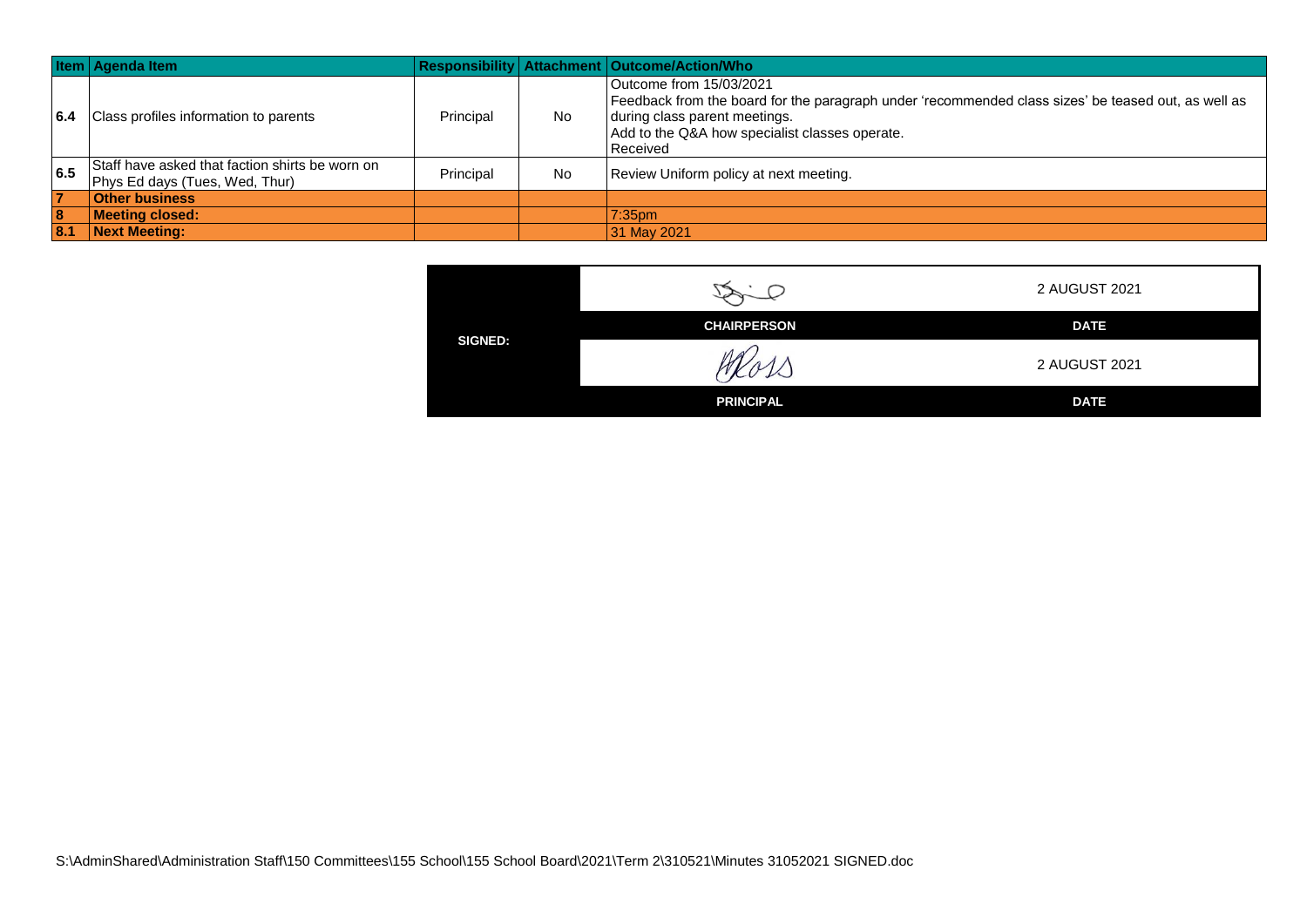| Item | Agenda Item | Responsibility | Attachment | Outcome/Action/Who |
|---|---|---|---|---|
| 6.4 | Class profiles information to parents | Principal | No | Outcome from 15/03/2021<br>Feedback from the board for the paragraph under 'recommended class sizes' be teased out, as well as during class parent meetings.<br>Add to the Q&A how specialist classes operate.<br>Received |
| 6.5 | Staff have asked that faction shirts be worn on Phys Ed days (Tues, Wed, Thur) | Principal | No | Review Uniform policy at next meeting. |
| **7** | **Other business** | | | |
| **8** | **Meeting closed:** | | | 7:35pm |
| **8.1** | **Next Meeting:** | | | 31 May 2021 |

| | | |
|---|---|---|
| **SIGNED:** | [signature] | 2 AUGUST 2021 |
| | **CHAIRPERSON** | **DATE** |
| | [signature] | 2 AUGUST 2021 |
| | **PRINCIPAL** | **DATE** |

S:\AdminShared\Administration Staff\150 Committees\155 School\155 School Board\2021\Term 2\310521\Minutes 31052021 SIGNED.doc